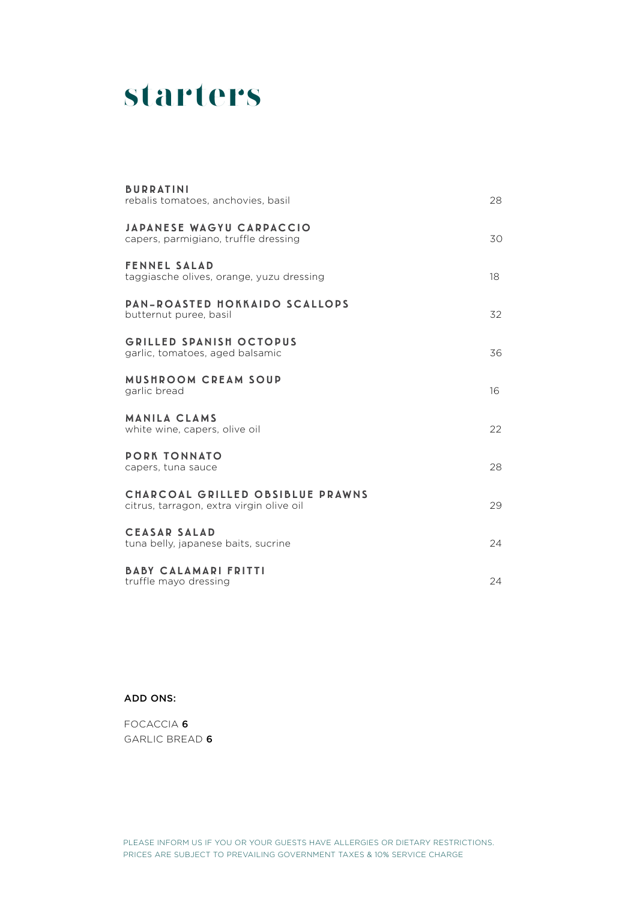# starters

| Item | Price |
| --- | --- |
| **BURRATINI**<br>rebalis tomatoes, anchovies, basil | 28 |
| **JAPANESE WAGYU CARPACCIO**<br>capers, parmigiano, truffle dressing | 30 |
| **FENNEL SALAD**<br>taggiasche olives, orange, yuzu dressing | 18 |
| **PAN-ROASTED HOKKAIDO SCALLOPS**<br>butternut puree, basil | 32 |
| **GRILLED SPANISH OCTOPUS**<br>garlic, tomatoes, aged balsamic | 36 |
| **MUSHROOM CREAM SOUP**<br>garlic bread | 16 |
| **MANILA CLAMS**<br>white wine, capers, olive oil | 22 |
| **PORK TONNATO**<br>capers, tuna sauce | 28 |
| **CHARCOAL GRILLED OBSIBLUE PRAWNS**<br>citrus, tarragon, extra virgin olive oil | 29 |
| **CEASAR SALAD**<br>tuna belly, japanese baits, sucrine | 24 |
| **BABY CALAMARI FRITTI**<br>truffle mayo dressing | 24 |

**ADD ONS:**

FOCACCIA **6**
GARLIC BREAD **6**

PLEASE INFORM US IF YOU OR YOUR GUESTS HAVE ALLERGIES OR DIETARY RESTRICTIONS.
PRICES ARE SUBJECT TO PREVAILING GOVERNMENT TAXES & 10% SERVICE CHARGE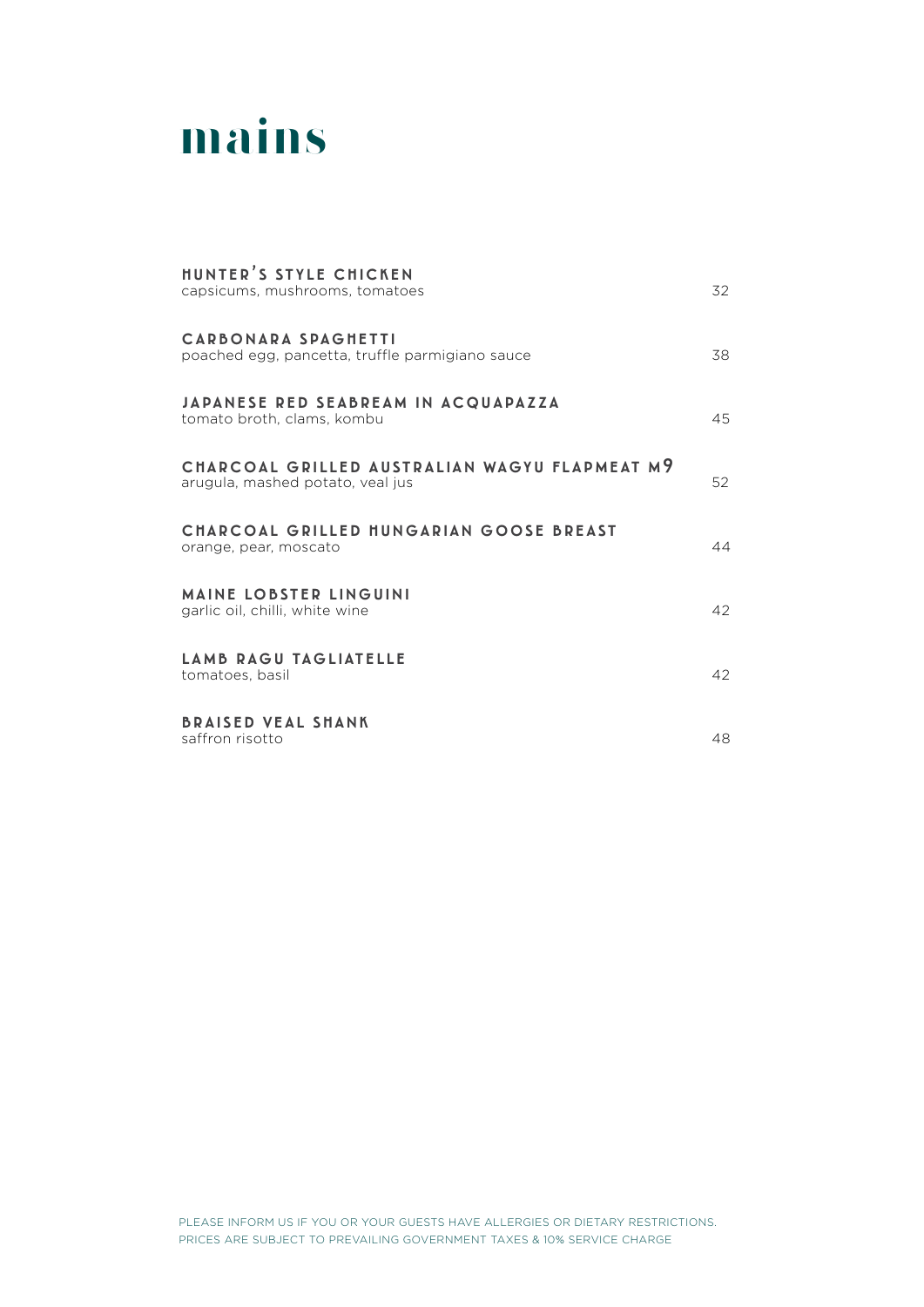# mains

**HUNTER'S STYLE CHICKEN**
capsicums, mushrooms, tomatoes — 32

**CARBONARA SPAGHETTI**
poached egg, pancetta, truffle parmigiano sauce — 38

**JAPANESE RED SEABREAM IN ACQUAPAZZA**
tomato broth, clams, kombu — 45

**CHARCOAL GRILLED AUSTRALIAN WAGYU FLAPMEAT M9**
arugula, mashed potato, veal jus — 52

**CHARCOAL GRILLED HUNGARIAN GOOSE BREAST**
orange, pear, moscato — 44

**MAINE LOBSTER LINGUINI**
garlic oil, chilli, white wine — 42

**LAMB RAGU TAGLIATELLE**
tomatoes, basil — 42

**BRAISED VEAL SHANK**
saffron risotto — 48

PLEASE INFORM US IF YOU OR YOUR GUESTS HAVE ALLERGIES OR DIETARY RESTRICTIONS.
PRICES ARE SUBJECT TO PREVAILING GOVERNMENT TAXES & 10% SERVICE CHARGE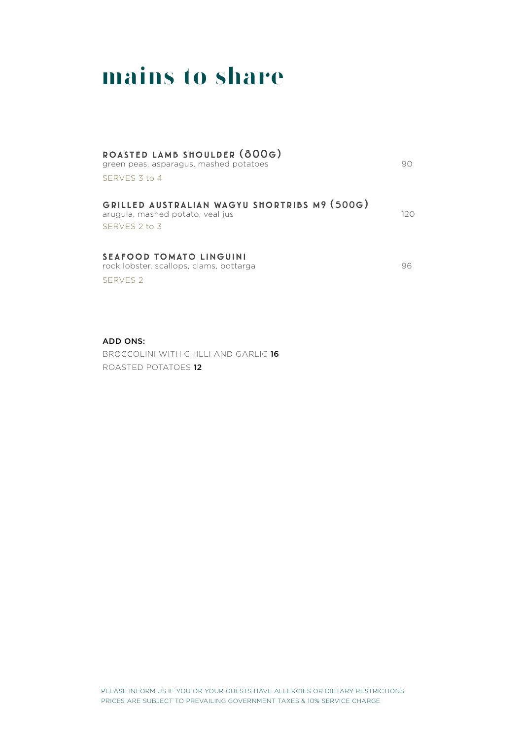# mains to share

### ROASTED LAMB SHOULDER (800G)

green peas, asparagus, mashed potatoes — 90

SERVES 3 to 4

### GRILLED AUSTRALIAN WAGYU SHORTRIBS M9 (500G)

arugula, mashed potato, veal jus — 120

SERVES 2 to 3

### SEAFOOD TOMATO LINGUINI

rock lobster, scallops, clams, bottarga — 96

SERVES 2

**ADD ONS:**

BROCCOLINI WITH CHILLI AND GARLIC **16**

ROASTED POTATOES **12**

PLEASE INFORM US IF YOU OR YOUR GUESTS HAVE ALLERGIES OR DIETARY RESTRICTIONS.
PRICES ARE SUBJECT TO PREVAILING GOVERNMENT TAXES & 10% SERVICE CHARGE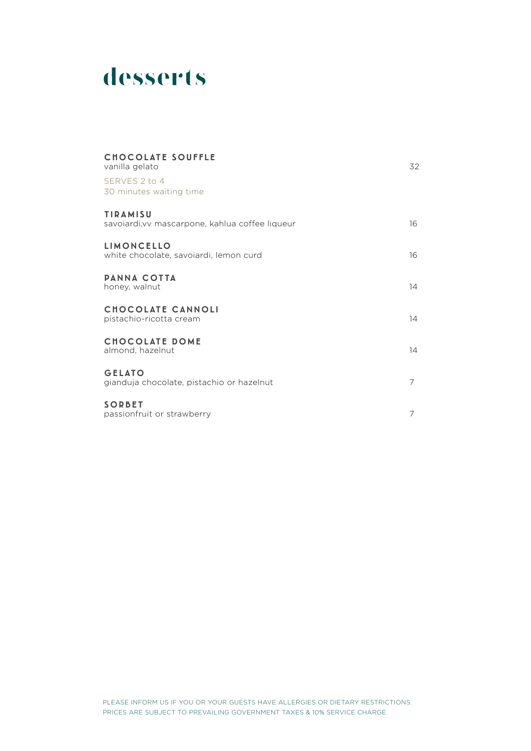# desserts

**CHOCOLATE SOUFFLE**
vanilla gelato — 32
SERVES 2 to 4
30 minutes waiting time

**TIRAMISU**
savoiardi,vv mascarpone, kahlua coffee liqueur — 16

**LIMONCELLO**
white chocolate, savoiardi, lemon curd — 16

**PANNA COTTA**
honey, walnut — 14

**CHOCOLATE CANNOLI**
pistachio-ricotta cream — 14

**CHOCOLATE DOME**
almond, hazelnut — 14

**GELATO**
gianduja chocolate, pistachio or hazelnut — 7

**SORBET**
passionfruit or strawberry — 7

PLEASE INFORM US IF YOU OR YOUR GUESTS HAVE ALLERGIES OR DIETARY RESTRICTIONS.
PRICES ARE SUBJECT TO PREVAILING GOVERNMENT TAXES & 10% SERVICE CHARGE